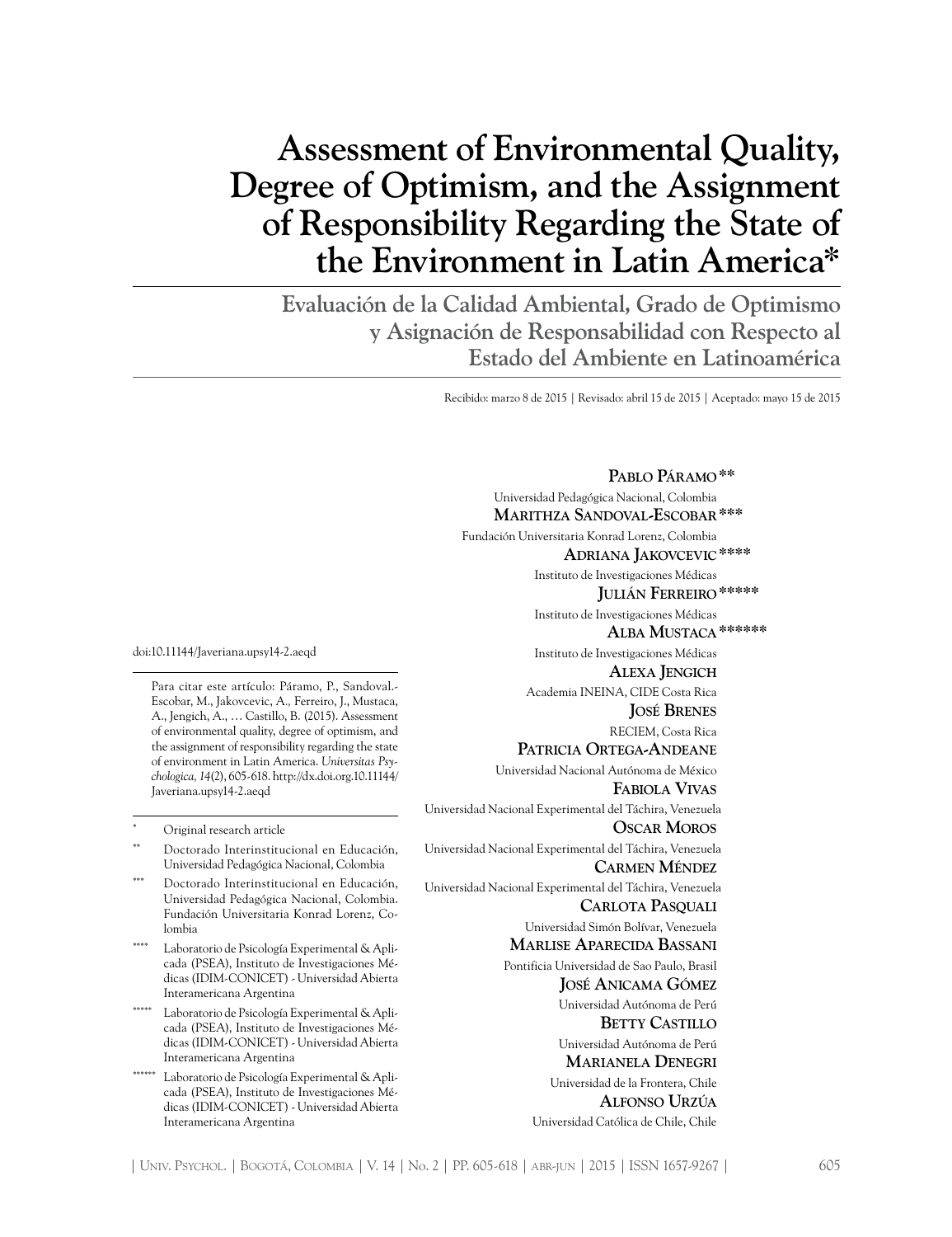# Assessment of Environmental Quality, Degree of Optimism, and the Assignment of Responsibility Regarding the State of the Environment in Latin America*

## Evaluación de la Calidad Ambiental, Grado de Optimismo y Asignación de Responsabilidad con Respecto al Estado del Ambiente en Latinoamérica

Recibido: marzo 8 de 2015 | Revisado: abril 15 de 2015 | Aceptado: mayo 15 de 2015

**Pablo Páramo** **
Universidad Pedagógica Nacional, Colombia

**Marithza Sandoval-Escobar** ***
Fundación Universitaria Konrad Lorenz, Colombia

**Adriana Jakovcevic** ****
Instituto de Investigaciones Médicas

**Julián Ferreiro** *****
Instituto de Investigaciones Médicas

**Alba Mustaca** ******
Instituto de Investigaciones Médicas

**Alexa Jengich**
Academia INEINA, CIDE Costa Rica

**José Brenes**
RECIEM, Costa Rica

**Patricia Ortega-Andeane**
Universidad Nacional Autónoma de México

**Fabiola Vivas**
Universidad Nacional Experimental del Táchira, Venezuela

**Oscar Moros**
Universidad Nacional Experimental del Táchira, Venezuela

**Carmen Méndez**
Universidad Nacional Experimental del Táchira, Venezuela

**Carlota Pasquali**
Universidad Simón Bolívar, Venezuela

**Marlise Aparecida Bassani**
Pontificia Universidad de Sao Paulo, Brasil

**José Anicama Gómez**
Universidad Autónoma de Perú

**Betty Castillo**
Universidad Autónoma de Perú

**Marianela Denegri**
Universidad de la Frontera, Chile

**Alfonso Urzúa**
Universidad Católica de Chile, Chile

doi:10.11144/Javeriana.upsy14-2.aeqd

Para citar este artículo: Páramo, P., Sandoval.-Escobar, M., Jakovcevic, A., Ferreiro, J., Mustaca, A., Jengich, A., … Castillo, B. (2015). Assessment of environmental quality, degree of optimism, and the assignment of responsibility regarding the state of environment in Latin America. *Universitas Psychologica, 14*(2), 605-618. http://dx.doi.org.10.11144/Javeriana.upsy14-2.aeqd

\* Original research article

\** Doctorado Interinstitucional en Educación, Universidad Pedagógica Nacional, Colombia

\*** Doctorado Interinstitucional en Educación, Universidad Pedagógica Nacional, Colombia. Fundación Universitaria Konrad Lorenz, Colombia

\**** Laboratorio de Psicología Experimental & Aplicada (PSEA), Instituto de Investigaciones Médicas (IDIM-CONICET) - Universidad Abierta Interamericana Argentina

\***** Laboratorio de Psicología Experimental & Aplicada (PSEA), Instituto de Investigaciones Médicas (IDIM-CONICET) - Universidad Abierta Interamericana Argentina

\****** Laboratorio de Psicología Experimental & Aplicada (PSEA), Instituto de Investigaciones Médicas (IDIM-CONICET) - Universidad Abierta Interamericana Argentina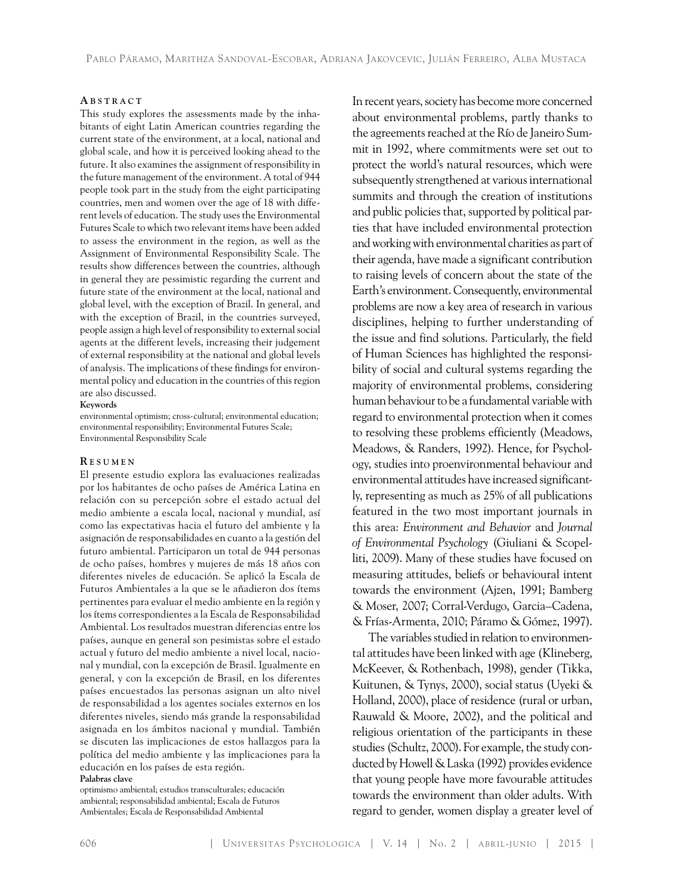## Abstract

This study explores the assessments made by the inhabitants of eight Latin American countries regarding the current state of the environment, at a local, national and global scale, and how it is perceived looking ahead to the future. It also examines the assignment of responsibility in the future management of the environment. A total of 944 people took part in the study from the eight participating countries, men and women over the age of 18 with different levels of education. The study uses the Environmental Futures Scale to which two relevant items have been added to assess the environment in the region, as well as the Assignment of Environmental Responsibility Scale. The results show differences between the countries, although in general they are pessimistic regarding the current and future state of the environment at the local, national and global level, with the exception of Brazil. In general, and with the exception of Brazil, in the countries surveyed, people assign a high level of responsibility to external social agents at the different levels, increasing their judgement of external responsibility at the national and global levels of analysis. The implications of these findings for environmental policy and education in the countries of this region are also discussed.

**Keywords**

environmental optimism; cross-cultural; environmental education; environmental responsibility; Environmental Futures Scale; Environmental Responsibility Scale

## Resumen

El presente estudio explora las evaluaciones realizadas por los habitantes de ocho países de América Latina en relación con su percepción sobre el estado actual del medio ambiente a escala local, nacional y mundial, así como las expectativas hacia el futuro del ambiente y la asignación de responsabilidades en cuanto a la gestión del futuro ambiental. Participaron un total de 944 personas de ocho países, hombres y mujeres de más 18 años con diferentes niveles de educación. Se aplicó la Escala de Futuros Ambientales a la que se le añadieron dos ítems pertinentes para evaluar el medio ambiente en la región y los ítems correspondientes a la Escala de Responsabilidad Ambiental. Los resultados muestran diferencias entre los países, aunque en general son pesimistas sobre el estado actual y futuro del medio ambiente a nivel local, nacional y mundial, con la excepción de Brasil. Igualmente en general, y con la excepción de Brasil, en los diferentes países encuestados las personas asignan un alto nivel de responsabilidad a los agentes sociales externos en los diferentes niveles, siendo más grande la responsabilidad asignada en los ámbitos nacional y mundial. También se discuten las implicaciones de estos hallazgos para la política del medio ambiente y las implicaciones para la educación en los países de esta región.

**Palabras clave**

optimismo ambiental; estudios transculturales; educación ambiental; responsabilidad ambiental; Escala de Futuros Ambientales; Escala de Responsabilidad Ambiental

In recent years, society has become more concerned about environmental problems, partly thanks to the agreements reached at the Río de Janeiro Summit in 1992, where commitments were set out to protect the world's natural resources, which were subsequently strengthened at various international summits and through the creation of institutions and public policies that, supported by political parties that have included environmental protection and working with environmental charities as part of their agenda, have made a significant contribution to raising levels of concern about the state of the Earth's environment. Consequently, environmental problems are now a key area of research in various disciplines, helping to further understanding of the issue and find solutions. Particularly, the field of Human Sciences has highlighted the responsibility of social and cultural systems regarding the majority of environmental problems, considering human behaviour to be a fundamental variable with regard to environmental protection when it comes to resolving these problems efficiently (Meadows, Meadows, & Randers, 1992). Hence, for Psychology, studies into proenvironmental behaviour and environmental attitudes have increased significantly, representing as much as 25% of all publications featured in the two most important journals in this area: *Environment and Behavior* and *Journal of Environmental Psychology* (Giuliani & Scopelliti, 2009). Many of these studies have focused on measuring attitudes, beliefs or behavioural intent towards the environment (Ajzen, 1991; Bamberg & Moser, 2007; Corral-Verdugo, Garcia–Cadena, & Frías-Armenta, 2010; Páramo & Gómez, 1997).

The variables studied in relation to environmental attitudes have been linked with age (Klineberg, McKeever, & Rothenbach, 1998), gender (Tikka, Kuitunen, & Tynys, 2000), social status (Uyeki & Holland, 2000), place of residence (rural or urban, Rauwald & Moore, 2002), and the political and religious orientation of the participants in these studies (Schultz, 2000). For example, the study conducted by Howell & Laska (1992) provides evidence that young people have more favourable attitudes towards the environment than older adults. With regard to gender, women display a greater level of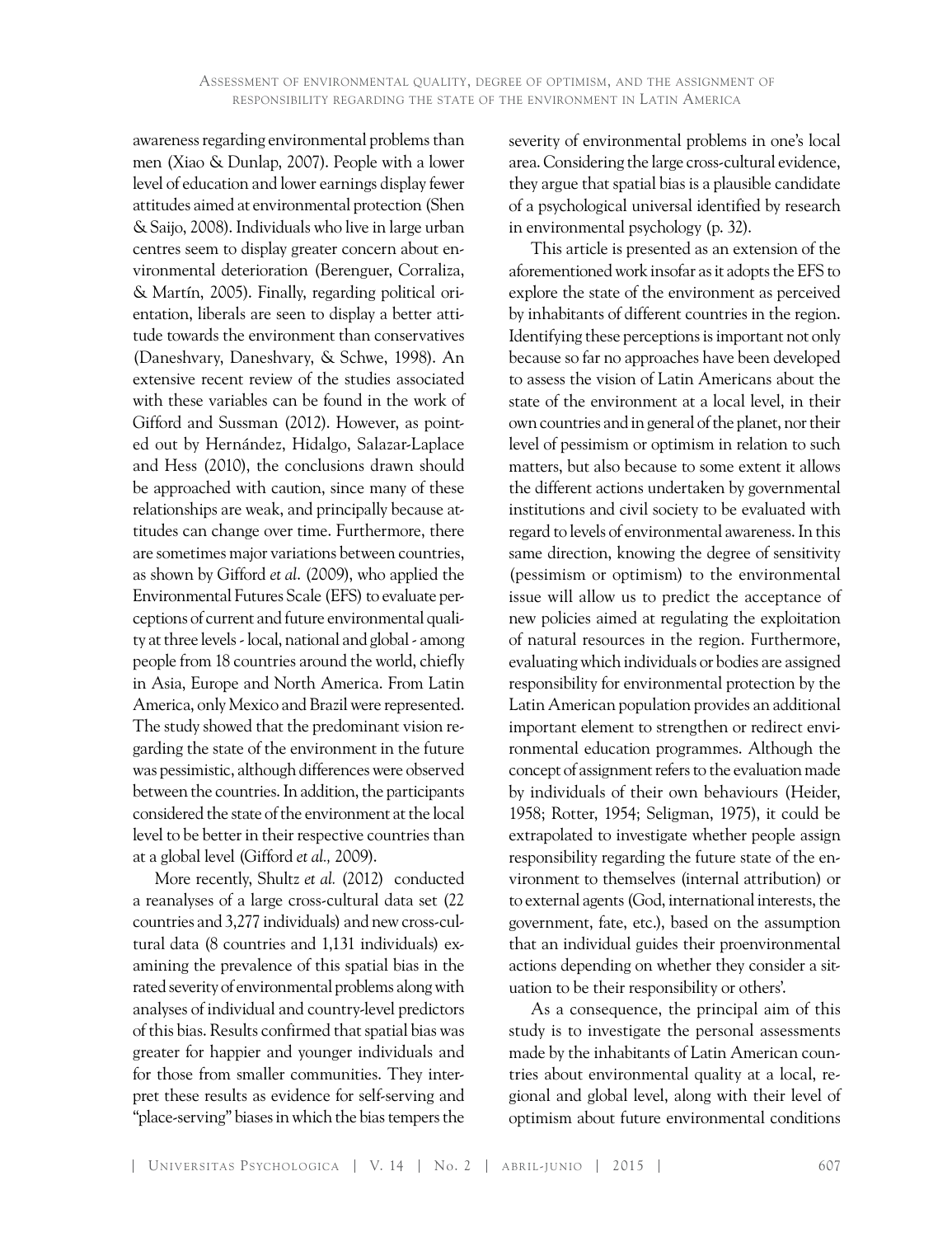awareness regarding environmental problems than men (Xiao & Dunlap, 2007). People with a lower level of education and lower earnings display fewer attitudes aimed at environmental protection (Shen & Saijo, 2008). Individuals who live in large urban centres seem to display greater concern about environmental deterioration (Berenguer, Corraliza, & Martín, 2005). Finally, regarding political orientation, liberals are seen to display a better attitude towards the environment than conservatives (Daneshvary, Daneshvary, & Schwe, 1998). An extensive recent review of the studies associated with these variables can be found in the work of Gifford and Sussman (2012). However, as pointed out by Hernández, Hidalgo, Salazar-Laplace and Hess (2010), the conclusions drawn should be approached with caution, since many of these relationships are weak, and principally because attitudes can change over time. Furthermore, there are sometimes major variations between countries, as shown by Gifford *et al*. (2009), who applied the Environmental Futures Scale (EFS) to evaluate perceptions of current and future environmental quality at three levels - local, national and global - among people from 18 countries around the world, chiefly in Asia, Europe and North America. From Latin America, only Mexico and Brazil were represented. The study showed that the predominant vision regarding the state of the environment in the future was pessimistic, although differences were observed between the countries. In addition, the participants considered the state of the environment at the local level to be better in their respective countries than at a global level (Gifford *et al.,* 2009).

More recently, Shultz *et al.* (2012) conducted a reanalyses of a large cross-cultural data set (22 countries and 3,277 individuals) and new cross-cultural data (8 countries and 1,131 individuals) examining the prevalence of this spatial bias in the rated severity of environmental problems along with analyses of individual and country-level predictors of this bias. Results confirmed that spatial bias was greater for happier and younger individuals and for those from smaller communities. They interpret these results as evidence for self-serving and "place-serving" biases in which the bias tempers the severity of environmental problems in one's local area. Considering the large cross-cultural evidence, they argue that spatial bias is a plausible candidate of a psychological universal identified by research in environmental psychology (p. 32).

This article is presented as an extension of the aforementioned work insofar as it adopts the EFS to explore the state of the environment as perceived by inhabitants of different countries in the region. Identifying these perceptions is important not only because so far no approaches have been developed to assess the vision of Latin Americans about the state of the environment at a local level, in their own countries and in general of the planet, nor their level of pessimism or optimism in relation to such matters, but also because to some extent it allows the different actions undertaken by governmental institutions and civil society to be evaluated with regard to levels of environmental awareness. In this same direction, knowing the degree of sensitivity (pessimism or optimism) to the environmental issue will allow us to predict the acceptance of new policies aimed at regulating the exploitation of natural resources in the region. Furthermore, evaluating which individuals or bodies are assigned responsibility for environmental protection by the Latin American population provides an additional important element to strengthen or redirect environmental education programmes. Although the concept of assignment refers to the evaluation made by individuals of their own behaviours (Heider, 1958; Rotter, 1954; Seligman, 1975), it could be extrapolated to investigate whether people assign responsibility regarding the future state of the environment to themselves (internal attribution) or to external agents (God, international interests, the government, fate, etc.), based on the assumption that an individual guides their proenvironmental actions depending on whether they consider a situation to be their responsibility or others'.

As a consequence, the principal aim of this study is to investigate the personal assessments made by the inhabitants of Latin American countries about environmental quality at a local, regional and global level, along with their level of optimism about future environmental conditions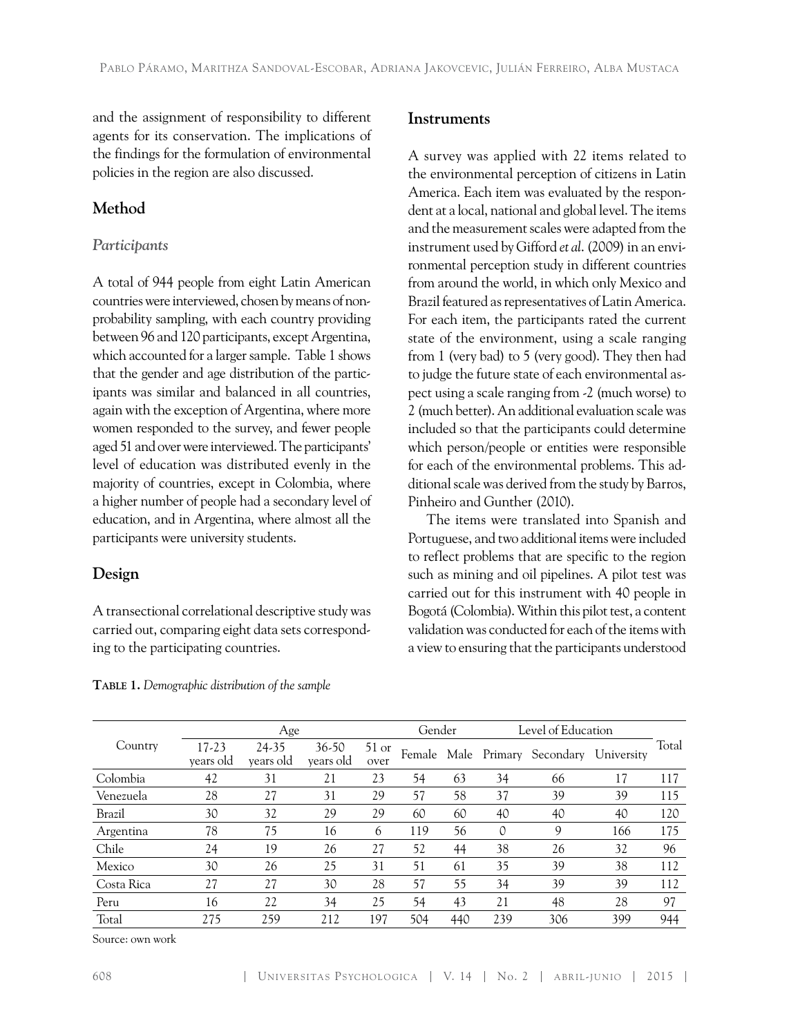and the assignment of responsibility to different agents for its conservation. The implications of the findings for the formulation of environmental policies in the region are also discussed.

## Method

### *Participants*

A total of 944 people from eight Latin American countries were interviewed, chosen by means of non-probability sampling, with each country providing between 96 and 120 participants, except Argentina, which accounted for a larger sample. Table 1 shows that the gender and age distribution of the participants was similar and balanced in all countries, again with the exception of Argentina, where more women responded to the survey, and fewer people aged 51 and over were interviewed. The participants' level of education was distributed evenly in the majority of countries, except in Colombia, where a higher number of people had a secondary level of education, and in Argentina, where almost all the participants were university students.

## Design

A transectional correlational descriptive study was carried out, comparing eight data sets corresponding to the participating countries.

## Instruments

A survey was applied with 22 items related to the environmental perception of citizens in Latin America. Each item was evaluated by the respondent at a local, national and global level. The items and the measurement scales were adapted from the instrument used by Gifford *et al*. (2009) in an environmental perception study in different countries from around the world, in which only Mexico and Brazil featured as representatives of Latin America. For each item, the participants rated the current state of the environment, using a scale ranging from 1 (very bad) to 5 (very good). They then had to judge the future state of each environmental aspect using a scale ranging from -2 (much worse) to 2 (much better). An additional evaluation scale was included so that the participants could determine which person/people or entities were responsible for each of the environmental problems. This additional scale was derived from the study by Barros, Pinheiro and Gunther (2010).

The items were translated into Spanish and Portuguese, and two additional items were included to reflect problems that are specific to the region such as mining and oil pipelines. A pilot test was carried out for this instrument with 40 people in Bogotá (Colombia). Within this pilot test, a content validation was conducted for each of the items with a view to ensuring that the participants understood

**Table 1.** *Demographic distribution of the sample*

| Country | Age | | | | Gender | | Level of Education | | | Total |
|---|---|---|---|---|---|---|---|---|---|---|
| | 17-23 years old | 24-35 years old | 36-50 years old | 51 or over | Female | Male | Primary | Secondary | University | |
| Colombia | 42 | 31 | 21 | 23 | 54 | 63 | 34 | 66 | 17 | 117 |
| Venezuela | 28 | 27 | 31 | 29 | 57 | 58 | 37 | 39 | 39 | 115 |
| Brazil | 30 | 32 | 29 | 29 | 60 | 60 | 40 | 40 | 40 | 120 |
| Argentina | 78 | 75 | 16 | 6 | 119 | 56 | 0 | 9 | 166 | 175 |
| Chile | 24 | 19 | 26 | 27 | 52 | 44 | 38 | 26 | 32 | 96 |
| Mexico | 30 | 26 | 25 | 31 | 51 | 61 | 35 | 39 | 38 | 112 |
| Costa Rica | 27 | 27 | 30 | 28 | 57 | 55 | 34 | 39 | 39 | 112 |
| Peru | 16 | 22 | 34 | 25 | 54 | 43 | 21 | 48 | 28 | 97 |
| Total | 275 | 259 | 212 | 197 | 504 | 440 | 239 | 306 | 399 | 944 |

Source: own work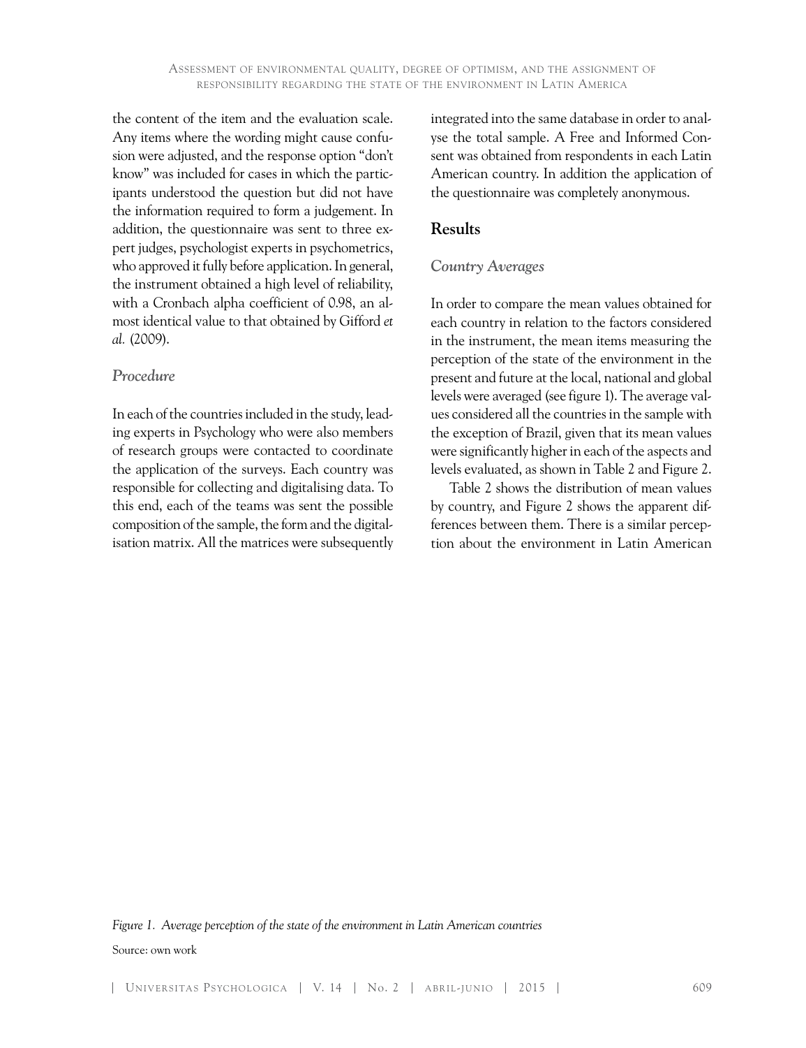the content of the item and the evaluation scale. Any items where the wording might cause confusion were adjusted, and the response option "don't know" was included for cases in which the participants understood the question but did not have the information required to form a judgement. In addition, the questionnaire was sent to three expert judges, psychologist experts in psychometrics, who approved it fully before application. In general, the instrument obtained a high level of reliability, with a Cronbach alpha coefficient of 0.98, an almost identical value to that obtained by Gifford *et al.* (2009).

### *Procedure*

In each of the countries included in the study, leading experts in Psychology who were also members of research groups were contacted to coordinate the application of the surveys. Each country was responsible for collecting and digitalising data. To this end, each of the teams was sent the possible composition of the sample, the form and the digitalisation matrix. All the matrices were subsequently integrated into the same database in order to analyse the total sample. A Free and Informed Consent was obtained from respondents in each Latin American country. In addition the application of the questionnaire was completely anonymous.

## Results

### *Country Averages*

In order to compare the mean values obtained for each country in relation to the factors considered in the instrument, the mean items measuring the perception of the state of the environment in the present and future at the local, national and global levels were averaged (see figure 1). The average values considered all the countries in the sample with the exception of Brazil, given that its mean values were significantly higher in each of the aspects and levels evaluated, as shown in Table 2 and Figure 2.

Table 2 shows the distribution of mean values by country, and Figure 2 shows the apparent differences between them. There is a similar perception about the environment in Latin American

*Figure 1. Average perception of the state of the environment in Latin American countries*

Source: own work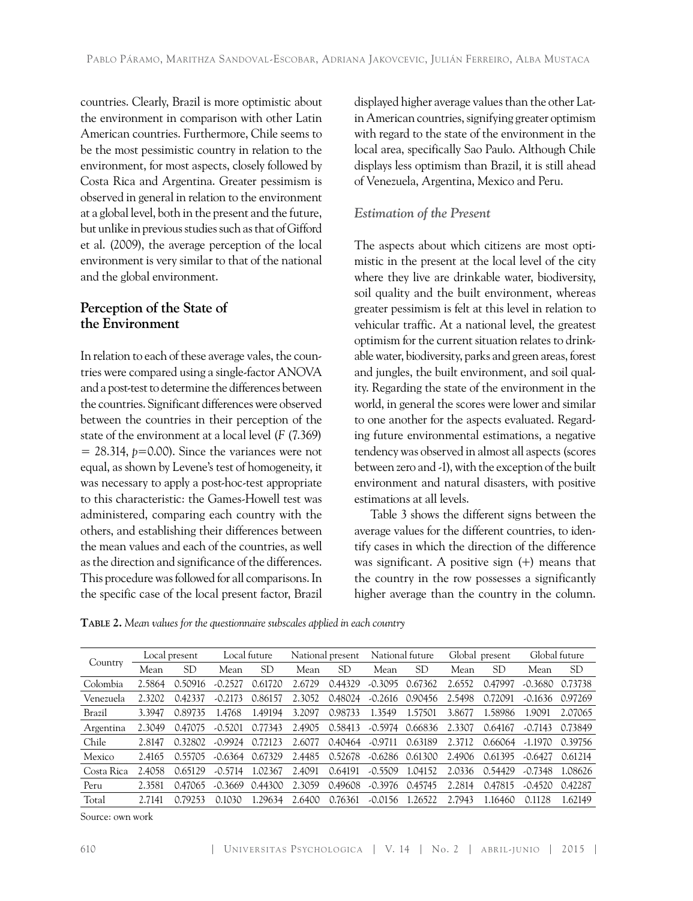countries. Clearly, Brazil is more optimistic about the environment in comparison with other Latin American countries. Furthermore, Chile seems to be the most pessimistic country in relation to the environment, for most aspects, closely followed by Costa Rica and Argentina. Greater pessimism is observed in general in relation to the environment at a global level, both in the present and the future, but unlike in previous studies such as that of Gifford et al. (2009), the average perception of the local environment is very similar to that of the national and the global environment.

## Perception of the State of the Environment

In relation to each of these average vales, the countries were compared using a single-factor ANOVA and a post-test to determine the differences between the countries. Significant differences were observed between the countries in their perception of the state of the environment at a local level ($F$ (7.369) $= 28.314$, $p=0.00$). Since the variances were not equal, as shown by Levene's test of homogeneity, it was necessary to apply a post-hoc-test appropriate to this characteristic: the Games-Howell test was administered, comparing each country with the others, and establishing their differences between the mean values and each of the countries, as well as the direction and significance of the differences. This procedure was followed for all comparisons. In the specific case of the local present factor, Brazil displayed higher average values than the other Latin American countries, signifying greater optimism with regard to the state of the environment in the local area, specifically Sao Paulo. Although Chile displays less optimism than Brazil, it is still ahead of Venezuela, Argentina, Mexico and Peru.

### *Estimation of the Present*

The aspects about which citizens are most optimistic in the present at the local level of the city where they live are drinkable water, biodiversity, soil quality and the built environment, whereas greater pessimism is felt at this level in relation to vehicular traffic. At a national level, the greatest optimism for the current situation relates to drinkable water, biodiversity, parks and green areas, forest and jungles, the built environment, and soil quality. Regarding the state of the environment in the world, in general the scores were lower and similar to one another for the aspects evaluated. Regarding future environmental estimations, a negative tendency was observed in almost all aspects (scores between zero and -1), with the exception of the built environment and natural disasters, with positive estimations at all levels.

Table 3 shows the different signs between the average values for the different countries, to identify cases in which the direction of the difference was significant. A positive sign (+) means that the country in the row possesses a significantly higher average than the country in the column.

**Table 2.** *Mean values for the questionnaire subscales applied in each country*

| Country | Local present | | Local future | | National present | | National future | | Global present | | Global future | |
|---|---|---|---|---|---|---|---|---|---|---|---|---|
| | Mean | SD | Mean | SD | Mean | SD | Mean | SD | Mean | SD | Mean | SD |
| Colombia | 2.5864 | 0.50916 | -0.2527 | 0.61720 | 2.6729 | 0.44329 | -0.3095 | 0.67362 | 2.6552 | 0.47997 | -0.3680 | 0.73738 |
| Venezuela | 2.3202 | 0.42337 | -0.2173 | 0.86157 | 2.3052 | 0.48024 | -0.2616 | 0.90456 | 2.5498 | 0.72091 | -0.1636 | 0.97269 |
| Brazil | 3.3947 | 0.89735 | 1.4768 | 1.49194 | 3.2097 | 0.98733 | 1.3549 | 1.57501 | 3.8677 | 1.58986 | 1.9091 | 2.07065 |
| Argentina | 2.3049 | 0.47075 | -0.5201 | 0.77343 | 2.4905 | 0.58413 | -0.5974 | 0.66836 | 2.3307 | 0.64167 | -0.7143 | 0.73849 |
| Chile | 2.8147 | 0.32802 | -0.9924 | 0.72123 | 2.6077 | 0.40464 | -0.9711 | 0.63189 | 2.3712 | 0.66064 | -1.1970 | 0.39756 |
| Mexico | 2.4165 | 0.55705 | -0.6364 | 0.67329 | 2.4485 | 0.52678 | -0.6286 | 0.61300 | 2.4906 | 0.61395 | -0.6427 | 0.61214 |
| Costa Rica | 2.4058 | 0.65129 | -0.5714 | 1.02367 | 2.4091 | 0.64191 | -0.5509 | 1.04152 | 2.0336 | 0.54429 | -0.7348 | 1.08626 |
| Peru | 2.3581 | 0.47065 | -0.3669 | 0.44300 | 2.3059 | 0.49608 | -0.3976 | 0.45745 | 2.2814 | 0.47815 | -0.4520 | 0.42287 |
| Total | 2.7141 | 0.79253 | 0.1030 | 1.29634 | 2.6400 | 0.76361 | -0.0156 | 1.26522 | 2.7943 | 1.16460 | 0.1128 | 1.62149 |

Source: own work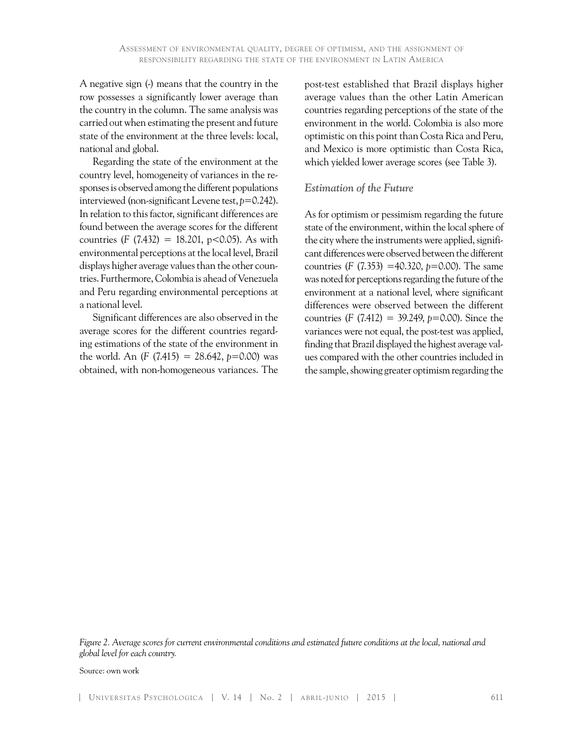A negative sign (-) means that the country in the row possesses a significantly lower average than the country in the column. The same analysis was carried out when estimating the present and future state of the environment at the three levels: local, national and global.

Regarding the state of the environment at the country level, homogeneity of variances in the responses is observed among the different populations interviewed (non-significant Levene test, $p$=0.242). In relation to this factor, significant differences are found between the average scores for the different countries ($F$ (7.432) = 18.201, p<0.05). As with environmental perceptions at the local level, Brazil displays higher average values than the other countries. Furthermore, Colombia is ahead of Venezuela and Peru regarding environmental perceptions at a national level.

Significant differences are also observed in the average scores for the different countries regarding estimations of the state of the environment in the world. An ($F$ (7.415) = 28.642, $p$=0.00) was obtained, with non-homogeneous variances. The post-test established that Brazil displays higher average values than the other Latin American countries regarding perceptions of the state of the environment in the world. Colombia is also more optimistic on this point than Costa Rica and Peru, and Mexico is more optimistic than Costa Rica, which yielded lower average scores (see Table 3).

### *Estimation of the Future*

As for optimism or pessimism regarding the future state of the environment, within the local sphere of the city where the instruments were applied, significant differences were observed between the different countries ($F$ (7.353) =40.320, $p$=0.00). The same was noted for perceptions regarding the future of the environment at a national level, where significant differences were observed between the different countries ($F$ (7.412) = 39.249, $p$=0.00). Since the variances were not equal, the post-test was applied, finding that Brazil displayed the highest average values compared with the other countries included in the sample, showing greater optimism regarding the

*Figure 2. Average scores for current environmental conditions and estimated future conditions at the local, national and global level for each country.*

Source: own work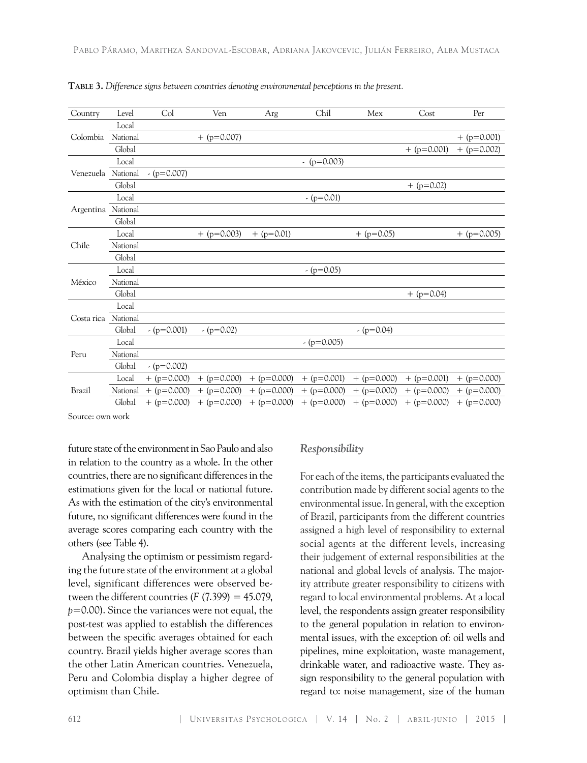**Table 3.** *Difference signs between countries denoting environmental perceptions in the present.*

| Country | Level | Col | Ven | Arg | Chil | Mex | Cost | Per |
|---|---|---|---|---|---|---|---|---|
| Colombia | Local | | | | | | | |
| | National | | + (p=0.007) | | | | | + (p=0.001) |
| | Global | | | | | | + (p=0.001) | + (p=0.002) |
| Venezuela | Local | | | | - (p=0.003) | | | |
| | National | - (p=0.007) | | | | | | |
| | Global | | | | | | + (p=0.02) | |
| Argentina | Local | | | | - (p=0.01) | | | |
| | National | | | | | | | |
| | Global | | | | | | | |
| Chile | Local | | + (p=0.003) | + (p=0.01) | | + (p=0.05) | | + (p=0.005) |
| | National | | | | | | | |
| | Global | | | | | | | |
| México | Local | | | | - (p=0.05) | | | |
| | National | | | | | | | |
| | Global | | | | | | + (p=0.04) | |
| Costa rica | Local | | | | | | | |
| | National | | | | | | | |
| | Global | - (p=0.001) | - (p=0.02) | | | - (p=0.04) | | |
| Peru | Local | | | | - (p=0.005) | | | |
| | National | | | | | | | |
| | Global | - (p=0.002) | | | | | | |
| Brazil | Local | + (p=0.000) | + (p=0.000) | + (p=0.000) | + (p=0.001) | + (p=0.000) | + (p=0.001) | + (p=0.000) |
| | National | + (p=0.000) | + (p=0.000) | + (p=0.000) | + (p=0.000) | + (p=0.000) | + (p=0.000) | + (p=0.000) |
| | Global | + (p=0.000) | + (p=0.000) | + (p=0.000) | + (p=0.000) | + (p=0.000) | + (p=0.000) | + (p=0.000) |

Source: own work

future state of the environment in Sao Paulo and also in relation to the country as a whole. In the other countries, there are no significant differences in the estimations given for the local or national future. As with the estimation of the city's environmental future, no significant differences were found in the average scores comparing each country with the others (see Table 4).

Analysing the optimism or pessimism regarding the future state of the environment at a global level, significant differences were observed between the different countries ($F$ (7.399) = 45.079, $p$=0.00). Since the variances were not equal, the post-test was applied to establish the differences between the specific averages obtained for each country. Brazil yields higher average scores than the other Latin American countries. Venezuela, Peru and Colombia display a higher degree of optimism than Chile.

### *Responsibility*

For each of the items, the participants evaluated the contribution made by different social agents to the environmental issue. In general, with the exception of Brazil, participants from the different countries assigned a high level of responsibility to external social agents at the different levels, increasing their judgement of external responsibilities at the national and global levels of analysis. The majority attribute greater responsibility to citizens with regard to local environmental problems. At a local level, the respondents assign greater responsibility to the general population in relation to environmental issues, with the exception of: oil wells and pipelines, mine exploitation, waste management, drinkable water, and radioactive waste. They assign responsibility to the general population with regard to: noise management, size of the human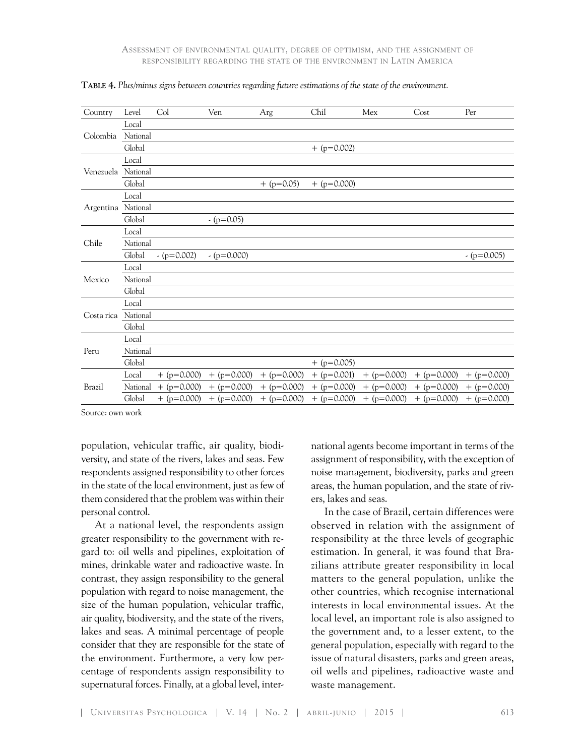**Table 4.** *Plus/minus signs between countries regarding future estimations of the state of the environment.*

| Country | Level | Col | Ven | Arg | Chil | Mex | Cost | Per |
|---|---|---|---|---|---|---|---|---|
| Colombia | Local | | | | | | | |
| | National | | | | | | | |
| | Global | | | | + (p=0.002) | | | |
| Venezuela | Local | | | | | | | |
| | National | | | | | | | |
| | Global | | | + (p=0.05) | + (p=0.000) | | | |
| Argentina | Local | | | | | | | |
| | National | | | | | | | |
| | Global | | - (p=0.05) | | | | | |
| Chile | Local | | | | | | | |
| | National | | | | | | | |
| | Global | - (p=0.002) | - (p=0.000) | | | | | - (p=0.005) |
| Mexico | Local | | | | | | | |
| | National | | | | | | | |
| | Global | | | | | | | |
| Costa rica | Local | | | | | | | |
| | National | | | | | | | |
| | Global | | | | | | | |
| Peru | Local | | | | | | | |
| | National | | | | | | | |
| | Global | | | | + (p=0.005) | | | |
| Brazil | Local | + (p=0.000) | + (p=0.000) | + (p=0.000) | + (p=0.001) | + (p=0.000) | + (p=0.000) | + (p=0.000) |
| | National | + (p=0.000) | + (p=0.000) | + (p=0.000) | + (p=0.000) | + (p=0.000) | + (p=0.000) | + (p=0.000) |
| | Global | + (p=0.000) | + (p=0.000) | + (p=0.000) | + (p=0.000) | + (p=0.000) | + (p=0.000) | + (p=0.000) |

Source: own work

population, vehicular traffic, air quality, biodiversity, and state of the rivers, lakes and seas. Few respondents assigned responsibility to other forces in the state of the local environment, just as few of them considered that the problem was within their personal control.

At a national level, the respondents assign greater responsibility to the government with regard to: oil wells and pipelines, exploitation of mines, drinkable water and radioactive waste. In contrast, they assign responsibility to the general population with regard to noise management, the size of the human population, vehicular traffic, air quality, biodiversity, and the state of the rivers, lakes and seas. A minimal percentage of people consider that they are responsible for the state of the environment. Furthermore, a very low percentage of respondents assign responsibility to supernatural forces. Finally, at a global level, international agents become important in terms of the assignment of responsibility, with the exception of noise management, biodiversity, parks and green areas, the human population, and the state of rivers, lakes and seas.

In the case of Brazil, certain differences were observed in relation with the assignment of responsibility at the three levels of geographic estimation. In general, it was found that Brazilians attribute greater responsibility in local matters to the general population, unlike the other countries, which recognise international interests in local environmental issues. At the local level, an important role is also assigned to the government and, to a lesser extent, to the general population, especially with regard to the issue of natural disasters, parks and green areas, oil wells and pipelines, radioactive waste and waste management.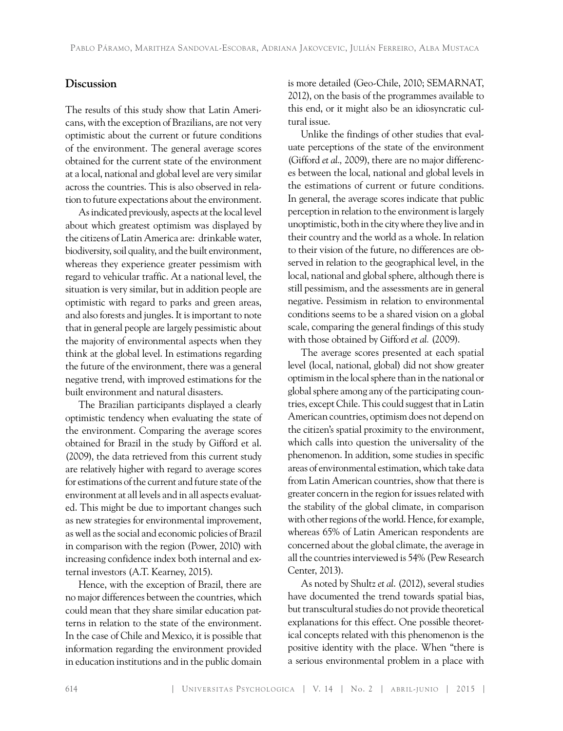## Discussion

The results of this study show that Latin Americans, with the exception of Brazilians, are not very optimistic about the current or future conditions of the environment. The general average scores obtained for the current state of the environment at a local, national and global level are very similar across the countries. This is also observed in relation to future expectations about the environment.

As indicated previously, aspects at the local level about which greatest optimism was displayed by the citizens of Latin America are: drinkable water, biodiversity, soil quality, and the built environment, whereas they experience greater pessimism with regard to vehicular traffic. At a national level, the situation is very similar, but in addition people are optimistic with regard to parks and green areas, and also forests and jungles. It is important to note that in general people are largely pessimistic about the majority of environmental aspects when they think at the global level. In estimations regarding the future of the environment, there was a general negative trend, with improved estimations for the built environment and natural disasters.

The Brazilian participants displayed a clearly optimistic tendency when evaluating the state of the environment. Comparing the average scores obtained for Brazil in the study by Gifford et al. (2009), the data retrieved from this current study are relatively higher with regard to average scores for estimations of the current and future state of the environment at all levels and in all aspects evaluated. This might be due to important changes such as new strategies for environmental improvement, as well as the social and economic policies of Brazil in comparison with the region (Power, 2010) with increasing confidence index both internal and external investors (A.T. Kearney, 2015).

Hence, with the exception of Brazil, there are no major differences between the countries, which could mean that they share similar education patterns in relation to the state of the environment. In the case of Chile and Mexico, it is possible that information regarding the environment provided in education institutions and in the public domain is more detailed (Geo-Chile, 2010; SEMARNAT, 2012), on the basis of the programmes available to this end, or it might also be an idiosyncratic cultural issue.

Unlike the findings of other studies that evaluate perceptions of the state of the environment (Gifford *et al.,* 2009), there are no major differences between the local, national and global levels in the estimations of current or future conditions. In general, the average scores indicate that public perception in relation to the environment is largely unoptimistic, both in the city where they live and in their country and the world as a whole. In relation to their vision of the future, no differences are observed in relation to the geographical level, in the local, national and global sphere, although there is still pessimism, and the assessments are in general negative. Pessimism in relation to environmental conditions seems to be a shared vision on a global scale, comparing the general findings of this study with those obtained by Gifford *et al.* (2009).

The average scores presented at each spatial level (local, national, global) did not show greater optimism in the local sphere than in the national or global sphere among any of the participating countries, except Chile. This could suggest that in Latin American countries, optimism does not depend on the citizen's spatial proximity to the environment, which calls into question the universality of the phenomenon. In addition, some studies in specific areas of environmental estimation, which take data from Latin American countries, show that there is greater concern in the region for issues related with the stability of the global climate, in comparison with other regions of the world. Hence, for example, whereas 65% of Latin American respondents are concerned about the global climate, the average in all the countries interviewed is 54% (Pew Research Center, 2013).

As noted by Shultz *et al.* (2012), several studies have documented the trend towards spatial bias, but transcultural studies do not provide theoretical explanations for this effect. One possible theoretical concepts related with this phenomenon is the positive identity with the place. When "there is a serious environmental problem in a place with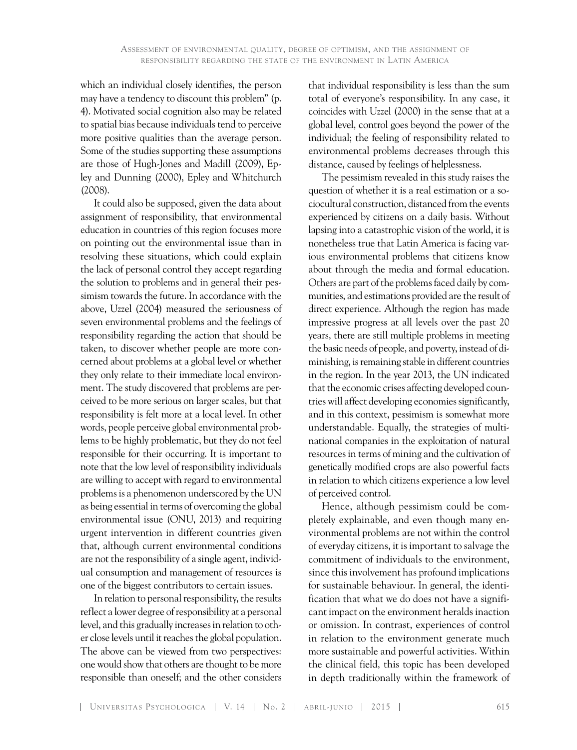which an individual closely identifies, the person may have a tendency to discount this problem" (p. 4). Motivated social cognition also may be related to spatial bias because individuals tend to perceive more positive qualities than the average person. Some of the studies supporting these assumptions are those of Hugh-Jones and Madill (2009), Epley and Dunning (2000), Epley and Whitchurch (2008).

It could also be supposed, given the data about assignment of responsibility, that environmental education in countries of this region focuses more on pointing out the environmental issue than in resolving these situations, which could explain the lack of personal control they accept regarding the solution to problems and in general their pessimism towards the future. In accordance with the above, Uzzel (2004) measured the seriousness of seven environmental problems and the feelings of responsibility regarding the action that should be taken, to discover whether people are more concerned about problems at a global level or whether they only relate to their immediate local environment. The study discovered that problems are perceived to be more serious on larger scales, but that responsibility is felt more at a local level. In other words, people perceive global environmental problems to be highly problematic, but they do not feel responsible for their occurring. It is important to note that the low level of responsibility individuals are willing to accept with regard to environmental problems is a phenomenon underscored by the UN as being essential in terms of overcoming the global environmental issue (ONU, 2013) and requiring urgent intervention in different countries given that, although current environmental conditions are not the responsibility of a single agent, individual consumption and management of resources is one of the biggest contributors to certain issues.

In relation to personal responsibility, the results reflect a lower degree of responsibility at a personal level, and this gradually increases in relation to other close levels until it reaches the global population. The above can be viewed from two perspectives: one would show that others are thought to be more responsible than oneself; and the other considers that individual responsibility is less than the sum total of everyone's responsibility. In any case, it coincides with Uzzel (2000) in the sense that at a global level, control goes beyond the power of the individual; the feeling of responsibility related to environmental problems decreases through this distance, caused by feelings of helplessness.

The pessimism revealed in this study raises the question of whether it is a real estimation or a sociocultural construction, distanced from the events experienced by citizens on a daily basis. Without lapsing into a catastrophic vision of the world, it is nonetheless true that Latin America is facing various environmental problems that citizens know about through the media and formal education. Others are part of the problems faced daily by communities, and estimations provided are the result of direct experience. Although the region has made impressive progress at all levels over the past 20 years, there are still multiple problems in meeting the basic needs of people, and poverty, instead of diminishing, is remaining stable in different countries in the region. In the year 2013, the UN indicated that the economic crises affecting developed countries will affect developing economies significantly, and in this context, pessimism is somewhat more understandable. Equally, the strategies of multinational companies in the exploitation of natural resources in terms of mining and the cultivation of genetically modified crops are also powerful facts in relation to which citizens experience a low level of perceived control.

Hence, although pessimism could be completely explainable, and even though many environmental problems are not within the control of everyday citizens, it is important to salvage the commitment of individuals to the environment, since this involvement has profound implications for sustainable behaviour. In general, the identification that what we do does not have a significant impact on the environment heralds inaction or omission. In contrast, experiences of control in relation to the environment generate much more sustainable and powerful activities. Within the clinical field, this topic has been developed in depth traditionally within the framework of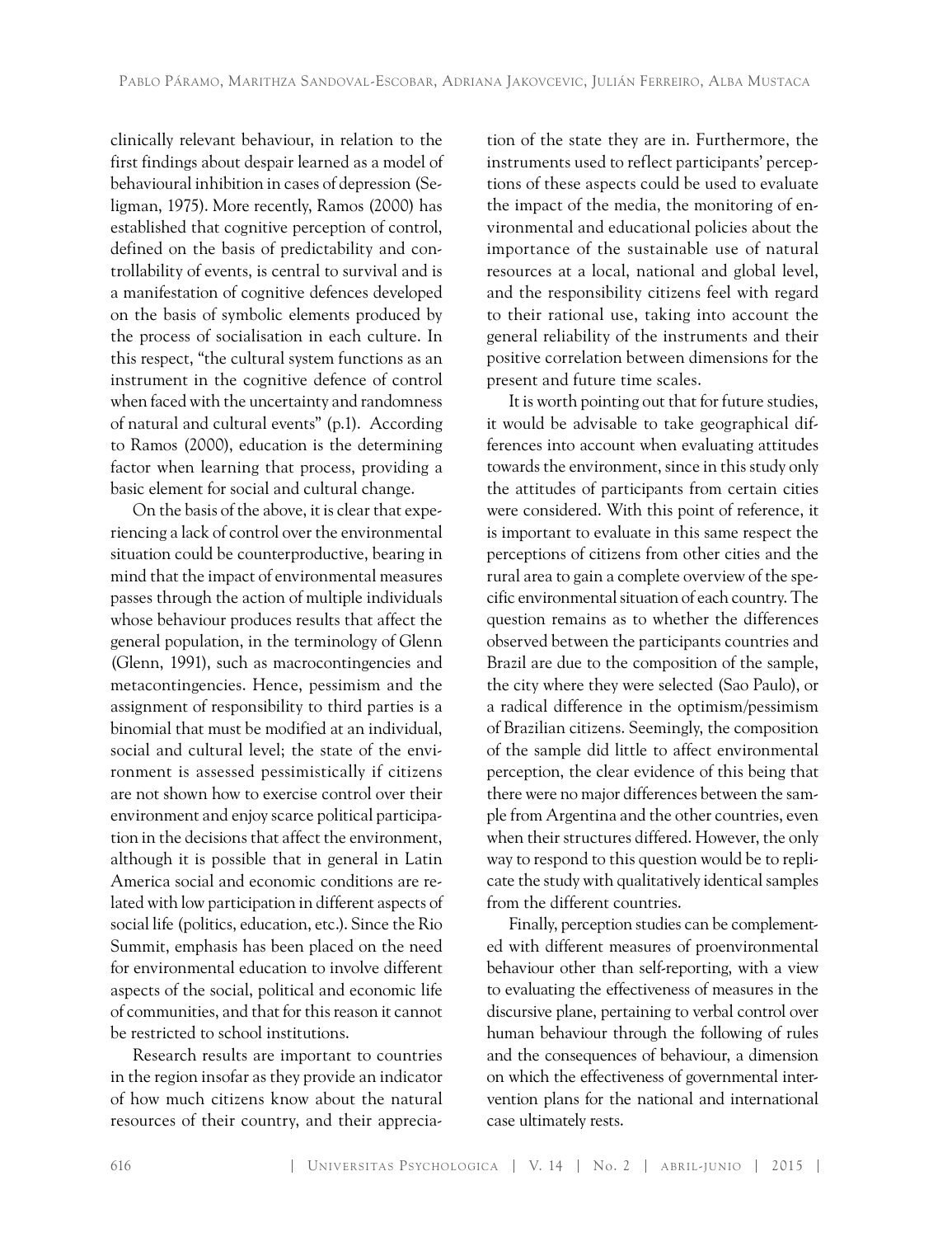clinically relevant behaviour, in relation to the first findings about despair learned as a model of behavioural inhibition in cases of depression (Seligman, 1975). More recently, Ramos (2000) has established that cognitive perception of control, defined on the basis of predictability and controllability of events, is central to survival and is a manifestation of cognitive defences developed on the basis of symbolic elements produced by the process of socialisation in each culture. In this respect, "the cultural system functions as an instrument in the cognitive defence of control when faced with the uncertainty and randomness of natural and cultural events" (p.1). According to Ramos (2000), education is the determining factor when learning that process, providing a basic element for social and cultural change.

On the basis of the above, it is clear that experiencing a lack of control over the environmental situation could be counterproductive, bearing in mind that the impact of environmental measures passes through the action of multiple individuals whose behaviour produces results that affect the general population, in the terminology of Glenn (Glenn, 1991), such as macrocontingencies and metacontingencies. Hence, pessimism and the assignment of responsibility to third parties is a binomial that must be modified at an individual, social and cultural level; the state of the environment is assessed pessimistically if citizens are not shown how to exercise control over their environment and enjoy scarce political participation in the decisions that affect the environment, although it is possible that in general in Latin America social and economic conditions are related with low participation in different aspects of social life (politics, education, etc.). Since the Rio Summit, emphasis has been placed on the need for environmental education to involve different aspects of the social, political and economic life of communities, and that for this reason it cannot be restricted to school institutions.

Research results are important to countries in the region insofar as they provide an indicator of how much citizens know about the natural resources of their country, and their appreciation of the state they are in. Furthermore, the instruments used to reflect participants' perceptions of these aspects could be used to evaluate the impact of the media, the monitoring of environmental and educational policies about the importance of the sustainable use of natural resources at a local, national and global level, and the responsibility citizens feel with regard to their rational use, taking into account the general reliability of the instruments and their positive correlation between dimensions for the present and future time scales.

It is worth pointing out that for future studies, it would be advisable to take geographical differences into account when evaluating attitudes towards the environment, since in this study only the attitudes of participants from certain cities were considered. With this point of reference, it is important to evaluate in this same respect the perceptions of citizens from other cities and the rural area to gain a complete overview of the specific environmental situation of each country. The question remains as to whether the differences observed between the participants countries and Brazil are due to the composition of the sample, the city where they were selected (Sao Paulo), or a radical difference in the optimism/pessimism of Brazilian citizens. Seemingly, the composition of the sample did little to affect environmental perception, the clear evidence of this being that there were no major differences between the sample from Argentina and the other countries, even when their structures differed. However, the only way to respond to this question would be to replicate the study with qualitatively identical samples from the different countries.

Finally, perception studies can be complemented with different measures of proenvironmental behaviour other than self-reporting, with a view to evaluating the effectiveness of measures in the discursive plane, pertaining to verbal control over human behaviour through the following of rules and the consequences of behaviour, a dimension on which the effectiveness of governmental intervention plans for the national and international case ultimately rests.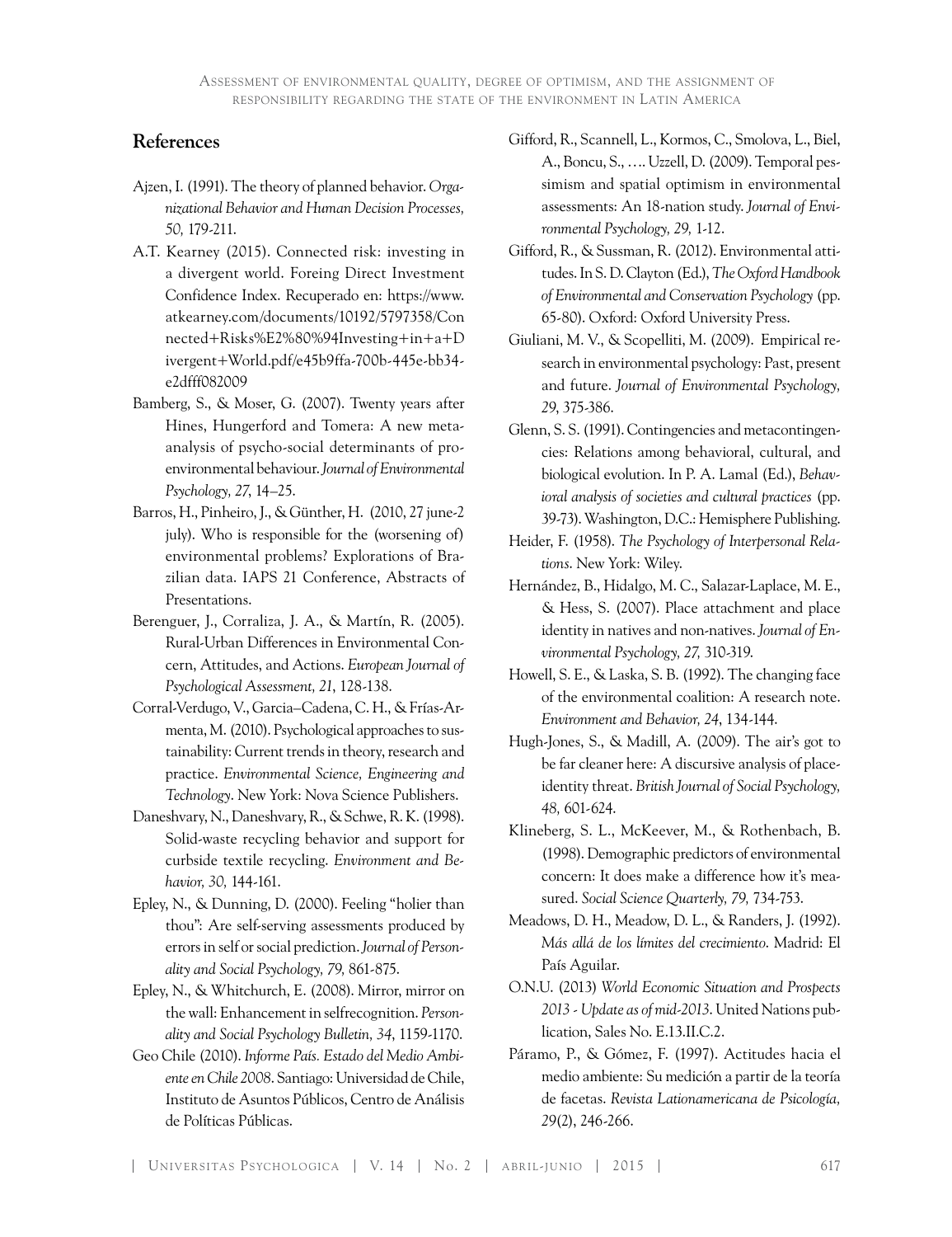## References

Ajzen, I. (1991). The theory of planned behavior. *Organizational Behavior and Human Decision Processes, 50,* 179-211.

A.T. Kearney (2015). Connected risk: investing in a divergent world. Foreing Direct Investment Confidence Index. Recuperado en: https://www.atkearney.com/documents/10192/5797358/Connected+Risks%E2%80%94Investing+in+a+Divergent+World.pdf/e45b9ffa-700b-445e-bb34-e2dfff082009

Bamberg, S., & Moser, G. (2007). Twenty years after Hines, Hungerford and Tomera: A new meta-analysis of psycho-social determinants of pro-environmental behaviour. *Journal of Environmental Psychology, 27,* 14–25.

Barros, H., Pinheiro, J., & Günther, H. (2010, 27 june-2 july). Who is responsible for the (worsening of) environmental problems? Explorations of Brazilian data. IAPS 21 Conference, Abstracts of Presentations.

Berenguer, J., Corraliza, J. A., & Martín, R. (2005). Rural-Urban Differences in Environmental Concern, Attitudes, and Actions. *European Journal of Psychological Assessment, 21*, 128-138.

Corral-Verdugo, V., Garcia–Cadena, C. H., & Frías-Armenta, M. (2010). Psychological approaches to sustainability: Current trends in theory, research and practice. *Environmental Science, Engineering and Technology*. New York: Nova Science Publishers.

Daneshvary, N., Daneshvary, R., & Schwe, R. K. (1998). Solid-waste recycling behavior and support for curbside textile recycling. *Environment and Behavior, 30,* 144-161.

Epley, N., & Dunning, D. (2000). Feeling "holier than thou": Are self-serving assessments produced by errors in self or social prediction. *Journal of Personality and Social Psychology, 79,* 861-875.

Epley, N., & Whitchurch, E. (2008). Mirror, mirror on the wall: Enhancement in selfrecognition. *Personality and Social Psychology Bulletin, 34*, 1159-1170.

Geo Chile (2010). *Informe País. Estado del Medio Ambiente en Chile 2008*. Santiago: Universidad de Chile, Instituto de Asuntos Públicos, Centro de Análisis de Políticas Públicas.

Gifford, R., Scannell, L., Kormos, C., Smolova, L., Biel, A., Boncu, S., …. Uzzell, D. (2009). Temporal pessimism and spatial optimism in environmental assessments: An 18-nation study. *Journal of Environmental Psychology, 29,* 1-12.

Gifford, R., & Sussman, R. (2012). Environmental attitudes. In S. D. Clayton (Ed.), *The Oxford Handbook of Environmental and Conservation Psychology* (pp. 65-80). Oxford: Oxford University Press.

Giuliani, M. V., & Scopelliti, M. (2009). Empirical research in environmental psychology: Past, present and future. *Journal of Environmental Psychology, 29*, 375-386.

Glenn, S. S. (1991). Contingencies and metacontingencies: Relations among behavioral, cultural, and biological evolution. In P. A. Lamal (Ed.), *Behavioral analysis of societies and cultural practices* (pp. 39-73). Washington, D.C.: Hemisphere Publishing.

Heider, F. (1958). *The Psychology of Interpersonal Relations*. New York: Wiley.

Hernández, B., Hidalgo, M. C., Salazar-Laplace, M. E., & Hess, S. (2007). Place attachment and place identity in natives and non-natives. *Journal of Environmental Psychology, 27,* 310-319.

Howell, S. E., & Laska, S. B. (1992). The changing face of the environmental coalition: A research note. *Environment and Behavior, 24*, 134-144.

Hugh-Jones, S., & Madill, A. (2009). The air's got to be far cleaner here: A discursive analysis of place-identity threat. *British Journal of Social Psychology, 48,* 601-624.

Klineberg, S. L., McKeever, M., & Rothenbach, B. (1998). Demographic predictors of environmental concern: It does make a difference how it's measured. *Social Science Quarterly, 79,* 734-753.

Meadows, D. H., Meadow, D. L., & Randers, J. (1992). *Más allá de los límites del crecimiento*. Madrid: El País Aguilar.

O.N.U. (2013) *World Economic Situation and Prospects 2013 - Update as of mid-2013*. United Nations publication, Sales No. E.13.II.C.2.

Páramo, P., & Gómez, F. (1997). Actitudes hacia el medio ambiente: Su medición a partir de la teoría de facetas. *Revista Lationamericana de Psicología, 29*(2), 246-266.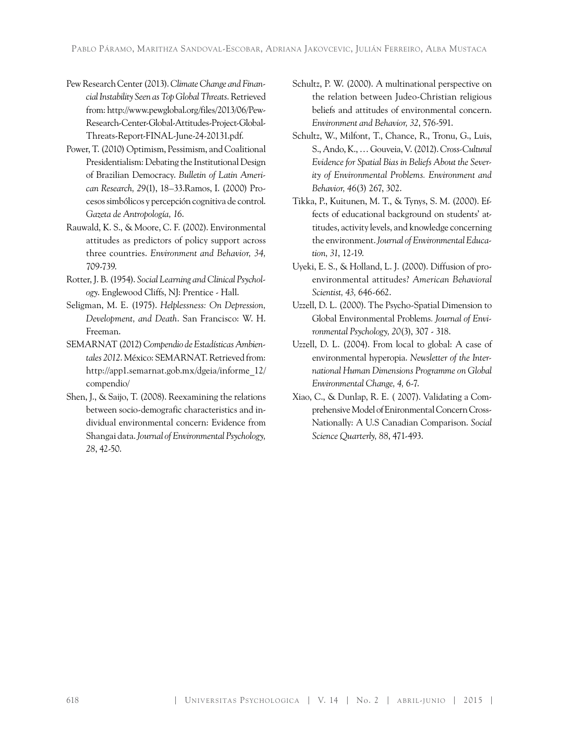Pew Research Center (2013). *Climate Change and Financial Instability Seen as Top Global Threats*. Retrieved from: http://www.pewglobal.org/files/2013/06/Pew-Research-Center-Global-Attitudes-Project-Global-Threats-Report-FINAL-June-24-20131.pdf.

Power, T. (2010) Optimism, Pessimism, and Coalitional Presidentialism: Debating the Institutional Design of Brazilian Democracy. *Bulletin of Latin American Research, 29*(1), 18–33.Ramos, I. (2000) Procesos simbólicos y percepción cognitiva de control. *Gazeta de Antropología, 16*.

Rauwald, K. S., & Moore, C. F. (2002). Environmental attitudes as predictors of policy support across three countries. *Environment and Behavior, 34,* 709-739.

Rotter, J. B. (1954). *Social Learning and Clinical Psychology*. Englewood Cliffs, NJ: Prentice - Hall.

Seligman, M. E. (1975). *Helplessness: On Depression, Development, and Death*. San Francisco: W. H. Freeman.

SEMARNAT (2012) *Compendio de Estadísticas Ambientales 2012*. México: SEMARNAT. Retrieved from: http://app1.semarnat.gob.mx/dgeia/informe_12/compendio/

Shen, J., & Saijo, T. (2008). Reexamining the relations between socio-demografic characteristics and individual environmental concern: Evidence from Shangai data. *Journal of Environmental Psychology, 28*, 42-50.

Schultz, P. W. (2000). A multinational perspective on the relation between Judeo-Christian religious beliefs and attitudes of environmental concern. *Environment and Behavior, 32*, 576-591.

Schultz, W., Milfont, T., Chance, R., Tronu, G., Luis, S., Ando, K., … Gouveia, V. (2012). *Cross-Cultural Evidence for Spatial Bias in Beliefs About the Severity of Environmental Problems. Environment and Behavior, 46*(3) 267, 302.

Tikka, P., Kuitunen, M. T., & Tynys, S. M. (2000). Effects of educational background on students' attitudes, activity levels, and knowledge concerning the environment. *Journal of Environmental Education, 31*, 12-19.

Uyeki, E. S., & Holland, L. J. (2000). Diffusion of pro-environmental attitudes? *American Behavioral Scientist, 43,* 646-662.

Uzzell, D. L. (2000). The Psycho-Spatial Dimension to Global Environmental Problems. *Journal of Environmental Psychology, 20*(3), 307 - 318.

Uzzell, D. L. (2004). From local to global: A case of environmental hyperopia. *Newsletter of the International Human Dimensions Programme on Global Environmental Change, 4,* 6-7.

Xiao, C., & Dunlap, R. E. ( 2007). Validating a Comprehensive Model of Enironmental Concern Cross-Nationally: A U.S Canadian Comparison. *Social Science Quarterly, 88*, 471-493.